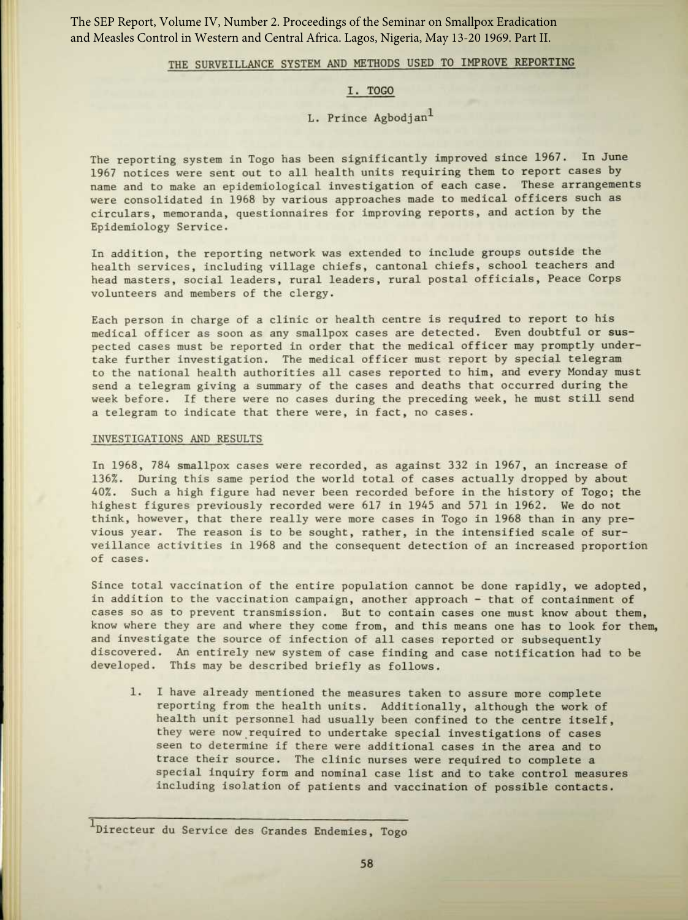## THE SURVEILLANCE SYSTEM AND METHODS USED TO IMPROVE REPORTING

### I. TOGO

L. Prince Agbodjan[1]

The reporting system in Togo has been significantly improved since 1967. In June 1967 notices were sent out to all health units requiring them to report cases by name and to make an epidemiological investigation of each case. These arrangements were consolidated in 1968 by various approaches made to medical officers such as circulars, memoranda, questionnaires for improving reports, and action by the Epidemiology Service.

In addition, the reporting network was extended to include groups outside the health services, including village chiefs, cantonal chiefs, school teachers and head masters, social leaders, rural leaders, rural postal officials, Peace Corps volunteers and members of the clergy.

Each person in charge of a clinic or health centre is required to report to his medical officer as soon as any smallpox cases are detected. Even doubtful or suspected cases must be reported in order that the medical officer may promptly undertake further investigation. The medical officer must report by special telegram to the national health authorities all cases reported to him, and every Monday must send a telegram giving a summary of the cases and deaths that occurred during the week before. If there were no cases during the preceding week, he must still send a telegram to indicate that there were, in fact, no cases.

#### INVESTIGATIONS AND RESULTS

In 1968, 784 smallpox cases were recorded, as against 332 in 1967, an increase of 136%. During this same period the world total of cases actually dropped by about 40%. Such a high figure had never been recorded before in the history of Togo; the highest figures previously recorded were 617 in 1945 and 571 in 1962. We do not think, however, that there really were more cases in Togo in 1968 than in any previous year. The reason is to be sought, rather, in the intensified scale of surveillance activities in 1968 and the consequent detection of an increased proportion of cases.

Since total vaccination of the entire population cannot be done rapidly, we adopted, in addition to the vaccination campaign, another approach - that of containment of cases so as to prevent transmission. But to contain cases one must know about them, know where they are and where they come from, and this means one has to look for them, and investigate the source of infection of all cases reported or subsequently discovered. An entirely new system of case finding and case notification had to be developed. This may be described briefly as follows.

1. I have already mentioned the measures taken to assure more complete reporting from the health units. Additionally, although the work of health unit personnel had usually been confined to the centre itself, they were now required to undertake special investigations of cases seen to determine if there were additional cases in the area and to trace their source. The clinic nurses were required to complete a special inquiry form and nominal case list and to take control measures including isolation of patients and vaccination of possible contacts.

[1] Directeur du Service des Grandes Endemies, Togo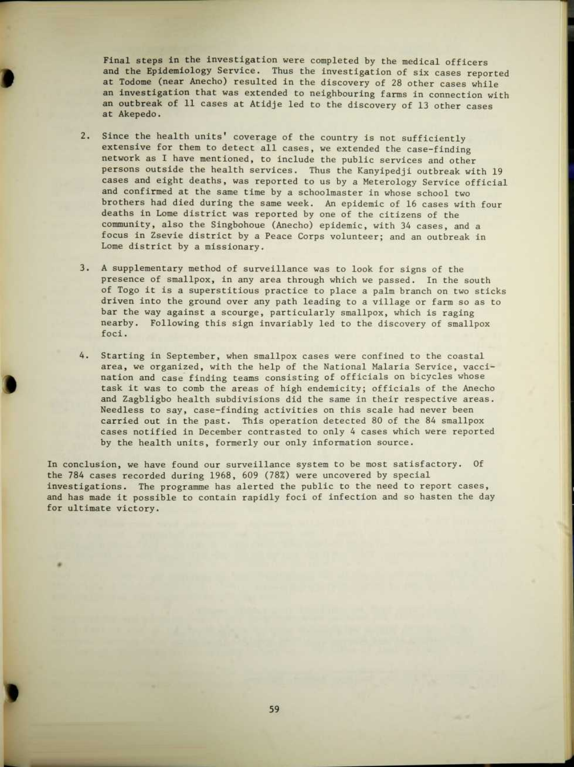Final steps in the investigation were completed by the medical officers and the Epidemiology Service. Thus the investigation of six cases reported at Todome (near Anecho) resulted in the discovery of 28 other cases while an investigation that was extended to neighbouring farms in connection with an outbreak of 11 cases at Atidje led to the discovery of 13 other cases at Akepedo.

2. Since the health units' coverage of the country is not sufficiently extensive for them to detect all cases, we extended the case-finding network as I have mentioned, to include the public services and other persons outside the health services. Thus the Kanyipedji outbreak with 19 cases and eight deaths, was reported to us by a Meterology Service official and confirmed at the same time by a schoolmaster in whose school two brothers had died during the same week. An epidemic of 16 cases with four deaths in Lome district was reported by one of the citizens of the community, also the Singbohoue (Anecho) epidemic, with 34 cases, and a focus in Zsevie district by a Peace Corps volunteer; and an outbreak in Lome district by a missionary.

3. A supplementary method of surveillance was to look for signs of the presence of smallpox, in any area through which we passed. In the south of Togo it is a superstitious practice to place a palm branch on two sticks driven into the ground over any path leading to a village or farm so as to bar the way against a scourge, particularly smallpox, which is raging nearby. Following this sign invariably led to the discovery of smallpox foci.

4. Starting in September, when smallpox cases were confined to the coastal area, we organized, with the help of the National Malaria Service, vaccination and case finding teams consisting of officials on bicycles whose task it was to comb the areas of high endemicity; officials of the Anecho and Zagbligbo health subdivisions did the same in their respective areas. Needless to say, case-finding activities on this scale had never been carried out in the past. This operation detected 80 of the 84 smallpox cases notified in December contrasted to only 4 cases which were reported by the health units, formerly our only information source.

In conclusion, we have found our surveillance system to be most satisfactory. Of the 784 cases recorded during 1968, 609 (78%) were uncovered by special investigations. The programme has alerted the public to the need to report cases, and has made it possible to contain rapidly foci of infection and so hasten the day for ultimate victory.